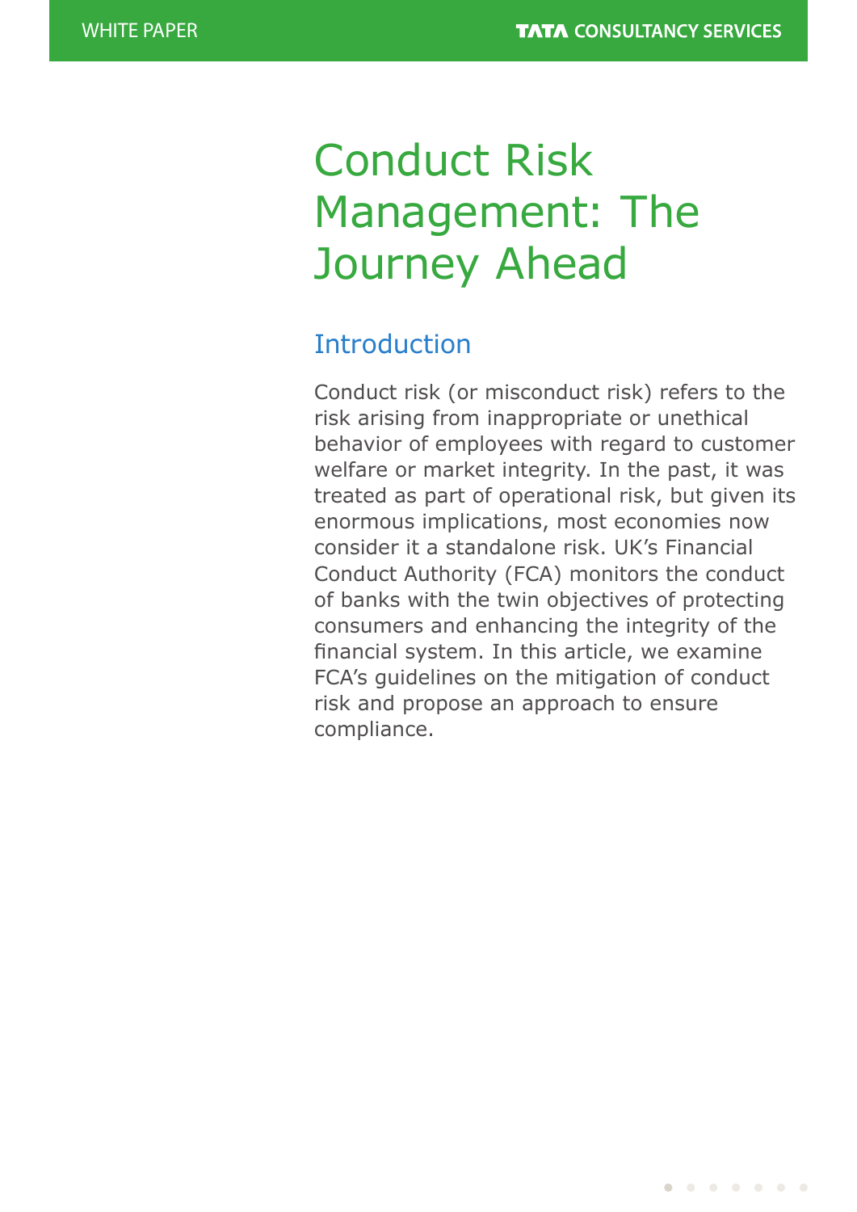# Conduct Risk Management: The Journey Ahead

## Introduction

Conduct risk (or misconduct risk) refers to the risk arising from inappropriate or unethical behavior of employees with regard to customer welfare or market integrity. In the past, it was treated as part of operational risk, but given its enormous implications, most economies now consider it a standalone risk. UK's Financial Conduct Authority (FCA) monitors the conduct of banks with the twin objectives of protecting consumers and enhancing the integrity of the financial system. In this article, we examine FCA's guidelines on the mitigation of conduct risk and propose an approach to ensure compliance.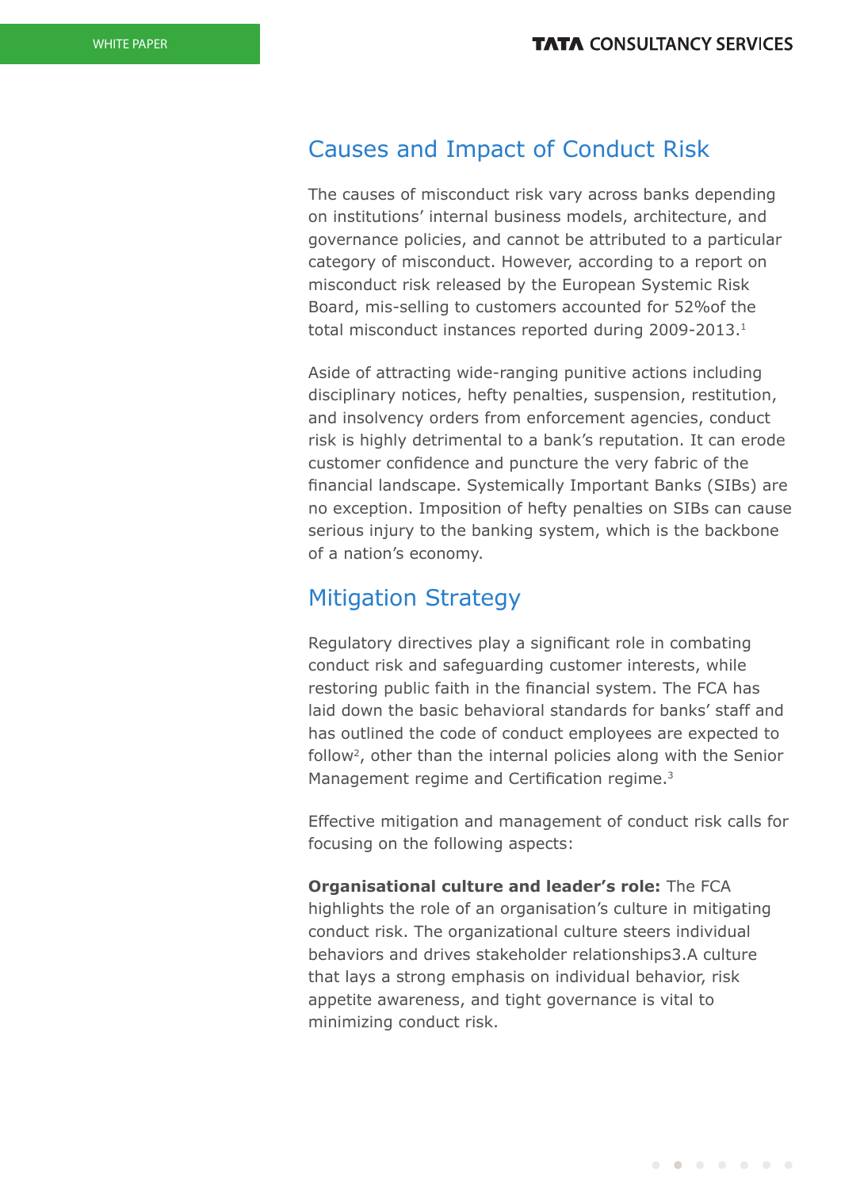## Causes and Impact of Conduct Risk

The causes of misconduct risk vary across banks depending on institutions' internal business models, architecture, and governance policies, and cannot be attributed to a particular category of misconduct. However, according to a report on misconduct risk released by the European Systemic Risk Board, mis-selling to customers accounted for 52%of the total misconduct instances reported during 2009-2013.[1]

Aside of attracting wide-ranging punitive actions including disciplinary notices, hefty penalties, suspension, restitution, and insolvency orders from enforcement agencies, conduct risk is highly detrimental to a bank's reputation. It can erode customer confidence and puncture the very fabric of the financial landscape. Systemically Important Banks (SIBs) are no exception. Imposition of hefty penalties on SIBs can cause serious injury to the banking system, which is the backbone of a nation's economy.

## Mitigation Strategy

Regulatory directives play a significant role in combating conduct risk and safeguarding customer interests, while restoring public faith in the financial system. The FCA has laid down the basic behavioral standards for banks' staff and has outlined the code of conduct employees are expected to follow[2], other than the internal policies along with the Senior Management regime and Certification regime.[3]

Effective mitigation and management of conduct risk calls for focusing on the following aspects:

**Organisational culture and leader's role:** The FCA highlights the role of an organisation's culture in mitigating conduct risk. The organizational culture steers individual behaviors and drives stakeholder relationships3.A culture that lays a strong emphasis on individual behavior, risk appetite awareness, and tight governance is vital to minimizing conduct risk.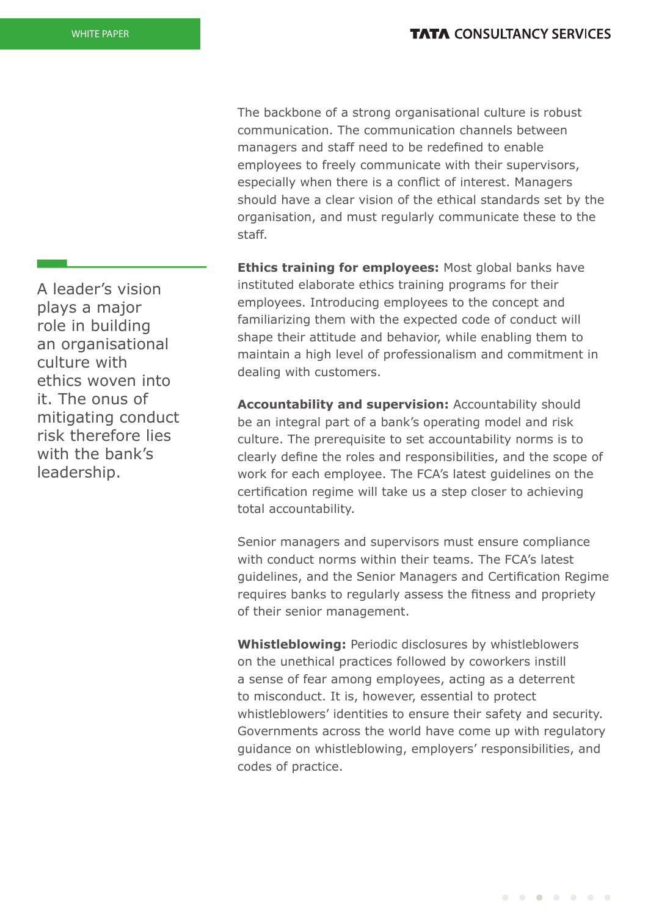The backbone of a strong organisational culture is robust communication. The communication channels between managers and staff need to be redefined to enable employees to freely communicate with their supervisors, especially when there is a conflict of interest. Managers should have a clear vision of the ethical standards set by the organisation, and must regularly communicate these to the staff.

> A leader's vision plays a major role in building an organisational culture with ethics woven into it. The onus of mitigating conduct risk therefore lies with the bank's leadership.

**Ethics training for employees:** Most global banks have instituted elaborate ethics training programs for their employees. Introducing employees to the concept and familiarizing them with the expected code of conduct will shape their attitude and behavior, while enabling them to maintain a high level of professionalism and commitment in dealing with customers.

**Accountability and supervision:** Accountability should be an integral part of a bank's operating model and risk culture. The prerequisite to set accountability norms is to clearly define the roles and responsibilities, and the scope of work for each employee. The FCA's latest guidelines on the certification regime will take us a step closer to achieving total accountability.

Senior managers and supervisors must ensure compliance with conduct norms within their teams. The FCA's latest guidelines, and the Senior Managers and Certification Regime requires banks to regularly assess the fitness and propriety of their senior management.

**Whistleblowing:** Periodic disclosures by whistleblowers on the unethical practices followed by coworkers instill a sense of fear among employees, acting as a deterrent to misconduct. It is, however, essential to protect whistleblowers' identities to ensure their safety and security. Governments across the world have come up with regulatory guidance on whistleblowing, employers' responsibilities, and codes of practice.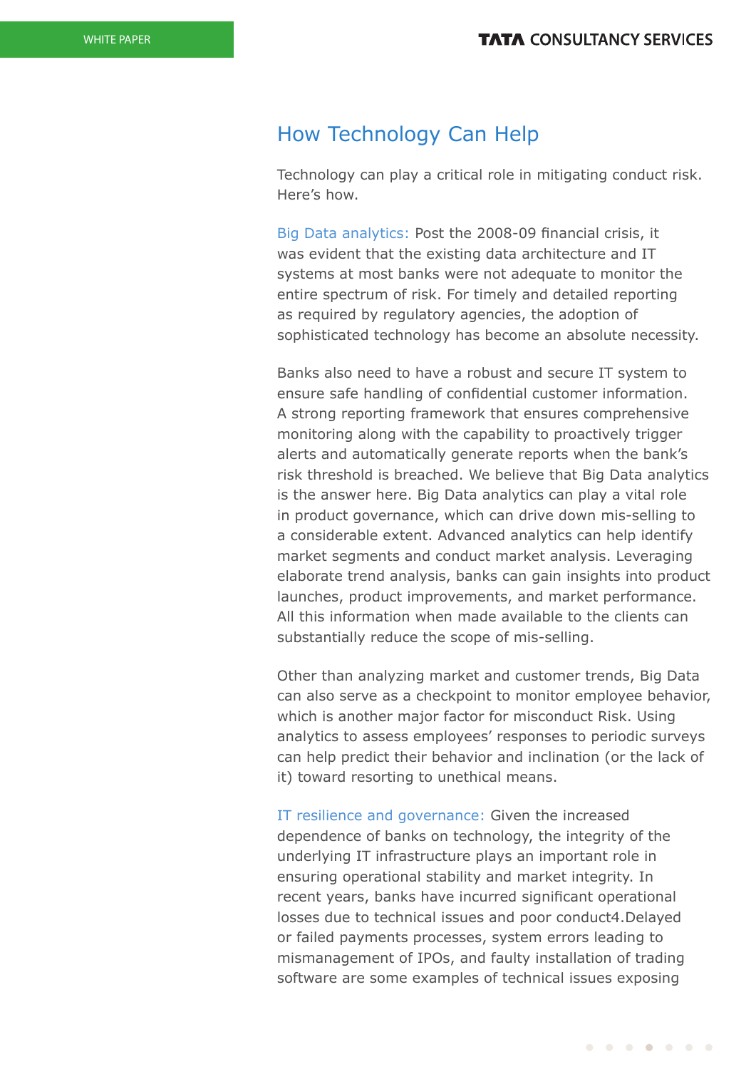## How Technology Can Help

Technology can play a critical role in mitigating conduct risk. Here's how.

Big Data analytics: Post the 2008-09 financial crisis, it was evident that the existing data architecture and IT systems at most banks were not adequate to monitor the entire spectrum of risk. For timely and detailed reporting as required by regulatory agencies, the adoption of sophisticated technology has become an absolute necessity.

Banks also need to have a robust and secure IT system to ensure safe handling of confidential customer information. A strong reporting framework that ensures comprehensive monitoring along with the capability to proactively trigger alerts and automatically generate reports when the bank's risk threshold is breached. We believe that Big Data analytics is the answer here. Big Data analytics can play a vital role in product governance, which can drive down mis-selling to a considerable extent. Advanced analytics can help identify market segments and conduct market analysis. Leveraging elaborate trend analysis, banks can gain insights into product launches, product improvements, and market performance. All this information when made available to the clients can substantially reduce the scope of mis-selling.

Other than analyzing market and customer trends, Big Data can also serve as a checkpoint to monitor employee behavior, which is another major factor for misconduct Risk. Using analytics to assess employees' responses to periodic surveys can help predict their behavior and inclination (or the lack of it) toward resorting to unethical means.

IT resilience and governance: Given the increased dependence of banks on technology, the integrity of the underlying IT infrastructure plays an important role in ensuring operational stability and market integrity. In recent years, banks have incurred significant operational losses due to technical issues and poor conduct[4].Delayed or failed payments processes, system errors leading to mismanagement of IPOs, and faulty installation of trading software are some examples of technical issues exposing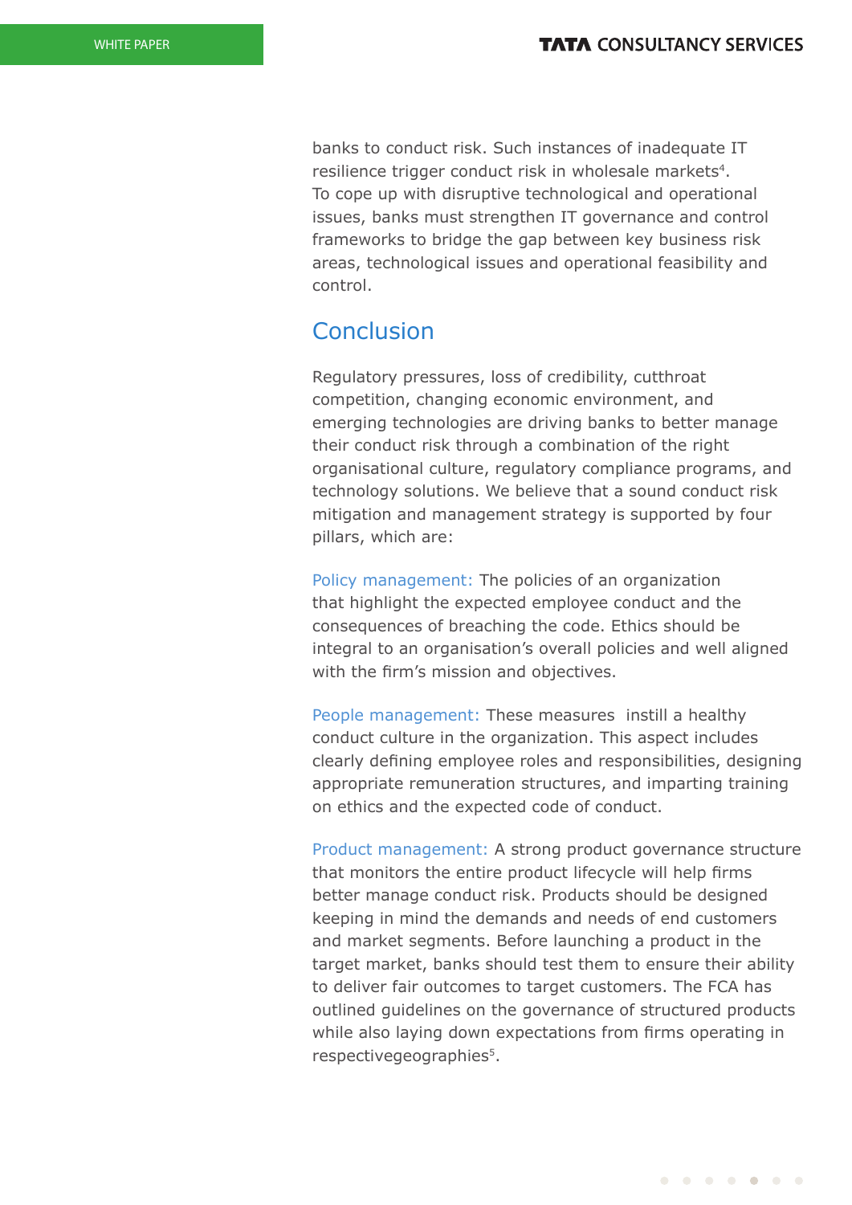banks to conduct risk. Such instances of inadequate IT resilience trigger conduct risk in wholesale markets[4]. To cope up with disruptive technological and operational issues, banks must strengthen IT governance and control frameworks to bridge the gap between key business risk areas, technological issues and operational feasibility and control.

## Conclusion

Regulatory pressures, loss of credibility, cutthroat competition, changing economic environment, and emerging technologies are driving banks to better manage their conduct risk through a combination of the right organisational culture, regulatory compliance programs, and technology solutions. We believe that a sound conduct risk mitigation and management strategy is supported by four pillars, which are:

Policy management: The policies of an organization that highlight the expected employee conduct and the consequences of breaching the code. Ethics should be integral to an organisation's overall policies and well aligned with the firm's mission and objectives.

People management: These measures instill a healthy conduct culture in the organization. This aspect includes clearly defining employee roles and responsibilities, designing appropriate remuneration structures, and imparting training on ethics and the expected code of conduct.

Product management: A strong product governance structure that monitors the entire product lifecycle will help firms better manage conduct risk. Products should be designed keeping in mind the demands and needs of end customers and market segments. Before launching a product in the target market, banks should test them to ensure their ability to deliver fair outcomes to target customers. The FCA has outlined guidelines on the governance of structured products while also laying down expectations from firms operating in respectivegeographies[5].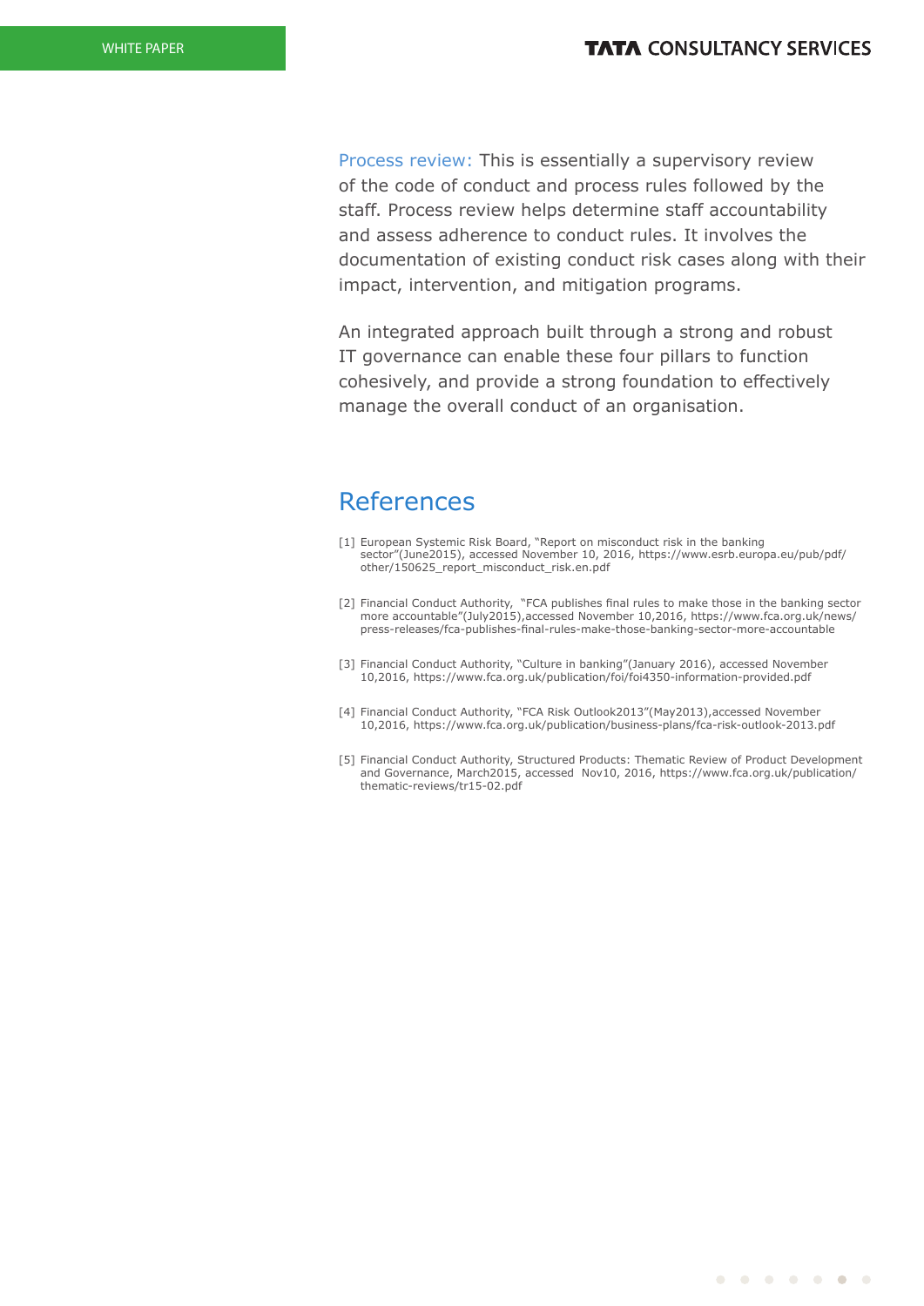**Process review:** This is essentially a supervisory review of the code of conduct and process rules followed by the staff. Process review helps determine staff accountability and assess adherence to conduct rules. It involves the documentation of existing conduct risk cases along with their impact, intervention, and mitigation programs.

An integrated approach built through a strong and robust IT governance can enable these four pillars to function cohesively, and provide a strong foundation to effectively manage the overall conduct of an organisation.

## References

[1] European Systemic Risk Board, "Report on misconduct risk in the banking sector"(June2015), accessed November 10, 2016, https://www.esrb.europa.eu/pub/pdf/other/150625_report_misconduct_risk.en.pdf

[2] Financial Conduct Authority, "FCA publishes final rules to make those in the banking sector more accountable"(July2015),accessed November 10,2016, https://www.fca.org.uk/news/press-releases/fca-publishes-final-rules-make-those-banking-sector-more-accountable

[3] Financial Conduct Authority, "Culture in banking"(January 2016), accessed November 10,2016, https://www.fca.org.uk/publication/foi/foi4350-information-provided.pdf

[4] Financial Conduct Authority, "FCA Risk Outlook2013"(May2013),accessed November 10,2016, https://www.fca.org.uk/publication/business-plans/fca-risk-outlook-2013.pdf

[5] Financial Conduct Authority, Structured Products: Thematic Review of Product Development and Governance, March2015, accessed Nov10, 2016, https://www.fca.org.uk/publication/thematic-reviews/tr15-02.pdf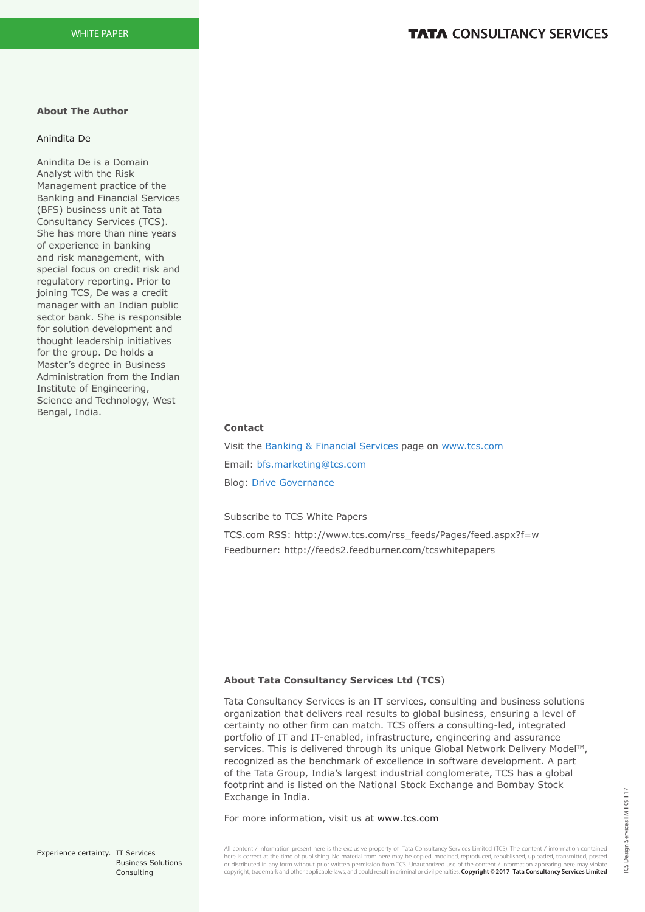## About The Author

Anindita De

Anindita De is a Domain Analyst with the Risk Management practice of the Banking and Financial Services (BFS) business unit at Tata Consultancy Services (TCS). She has more than nine years of experience in banking and risk management, with special focus on credit risk and regulatory reporting. Prior to joining TCS, De was a credit manager with an Indian public sector bank. She is responsible for solution development and thought leadership initiatives for the group. De holds a Master's degree in Business Administration from the Indian Institute of Engineering, Science and Technology, West Bengal, India.

## Contact

Visit the Banking & Financial Services page on www.tcs.com

Email: bfs.marketing@tcs.com

Blog: Drive Governance

Subscribe to TCS White Papers

TCS.com RSS: http://www.tcs.com/rss_feeds/Pages/feed.aspx?f=w

Feedburner: http://feeds2.feedburner.com/tcswhitepapers

## About Tata Consultancy Services Ltd (TCS)

Tata Consultancy Services is an IT services, consulting and business solutions organization that delivers real results to global business, ensuring a level of certainty no other firm can match. TCS offers a consulting-led, integrated portfolio of IT and IT-enabled, infrastructure, engineering and assurance services. This is delivered through its unique Global Network Delivery Model™, recognized as the benchmark of excellence in software development. A part of the Tata Group, India's largest industrial conglomerate, TCS has a global footprint and is listed on the National Stock Exchange and Bombay Stock Exchange in India.

For more information, visit us at www.tcs.com

Experience certainty. IT Services
Business Solutions
Consulting

All content / information present here is the exclusive property of Tata Consultancy Services Limited (TCS). The content / information contained here is correct at the time of publishing. No material from here may be copied, modified, reproduced, republished, uploaded, transmitted, posted or distributed in any form without prior written permission from TCS. Unauthorized use of the content / information appearing here may violate copyright, trademark and other applicable laws, and could result in criminal or civil penalties. **Copyright © 2017 Tata Consultancy Services Limited**

TCS Design Services I M I 09 I 17